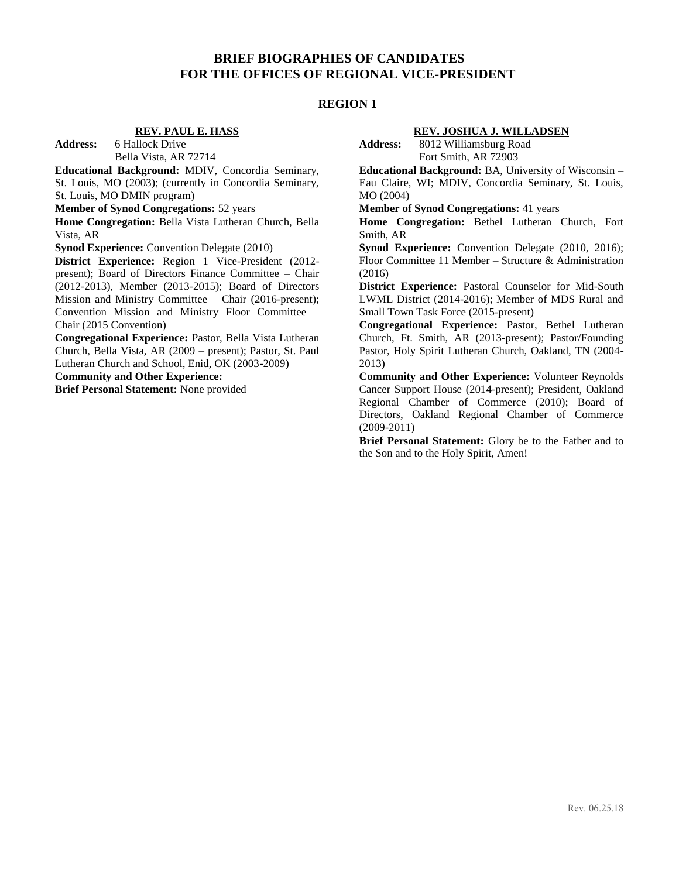# BRIEF BIOGRAPHIES OF CANDIDATES FOR THE OFFICES OF REGIONAL VICE-PRESIDENT

## REGION 1

### REV. PAUL E. HASS

**Address:** 6 Hallock Drive
Bella Vista, AR 72714

**Educational Background:** MDIV, Concordia Seminary, St. Louis, MO (2003); (currently in Concordia Seminary, St. Louis, MO DMIN program)

**Member of Synod Congregations:** 52 years

**Home Congregation:** Bella Vista Lutheran Church, Bella Vista, AR

**Synod Experience:** Convention Delegate (2010)

**District Experience:** Region 1 Vice-President (2012-present); Board of Directors Finance Committee – Chair (2012-2013), Member (2013-2015); Board of Directors Mission and Ministry Committee – Chair (2016-present); Convention Mission and Ministry Floor Committee – Chair (2015 Convention)

**Congregational Experience:** Pastor, Bella Vista Lutheran Church, Bella Vista, AR (2009 – present); Pastor, St. Paul Lutheran Church and School, Enid, OK (2003-2009)

**Community and Other Experience:**

**Brief Personal Statement:** None provided

### REV. JOSHUA J. WILLADSEN

**Address:** 8012 Williamsburg Road
Fort Smith, AR 72903

**Educational Background:** BA, University of Wisconsin – Eau Claire, WI; MDIV, Concordia Seminary, St. Louis, MO (2004)

**Member of Synod Congregations:** 41 years

**Home Congregation:** Bethel Lutheran Church, Fort Smith, AR

**Synod Experience:** Convention Delegate (2010, 2016); Floor Committee 11 Member – Structure & Administration (2016)

**District Experience:** Pastoral Counselor for Mid-South LWML District (2014-2016); Member of MDS Rural and Small Town Task Force (2015-present)

**Congregational Experience:** Pastor, Bethel Lutheran Church, Ft. Smith, AR (2013-present); Pastor/Founding Pastor, Holy Spirit Lutheran Church, Oakland, TN (2004-2013)

**Community and Other Experience:** Volunteer Reynolds Cancer Support House (2014-present); President, Oakland Regional Chamber of Commerce (2010); Board of Directors, Oakland Regional Chamber of Commerce (2009-2011)

**Brief Personal Statement:** Glory be to the Father and to the Son and to the Holy Spirit, Amen!

Rev. 06.25.18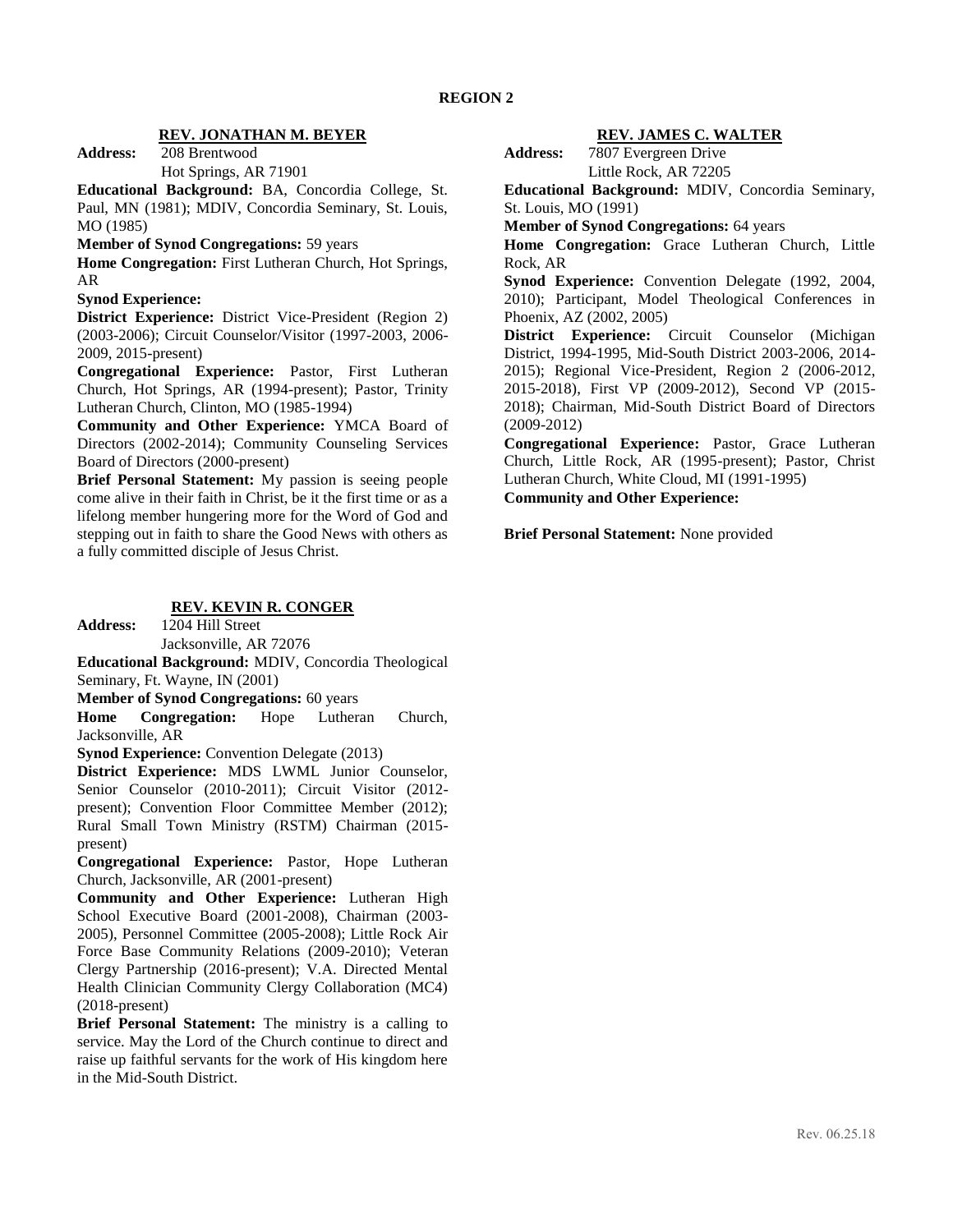## REGION 2

### REV. JONATHAN M. BEYER

**Address:** 208 Brentwood
Hot Springs, AR 71901

**Educational Background:** BA, Concordia College, St. Paul, MN (1981); MDIV, Concordia Seminary, St. Louis, MO (1985)

**Member of Synod Congregations:** 59 years

**Home Congregation:** First Lutheran Church, Hot Springs, AR

**Synod Experience:**

**District Experience:** District Vice-President (Region 2) (2003-2006); Circuit Counselor/Visitor (1997-2003, 2006-2009, 2015-present)

**Congregational Experience:** Pastor, First Lutheran Church, Hot Springs, AR (1994-present); Pastor, Trinity Lutheran Church, Clinton, MO (1985-1994)

**Community and Other Experience:** YMCA Board of Directors (2002-2014); Community Counseling Services Board of Directors (2000-present)

**Brief Personal Statement:** My passion is seeing people come alive in their faith in Christ, be it the first time or as a lifelong member hungering more for the Word of God and stepping out in faith to share the Good News with others as a fully committed disciple of Jesus Christ.

### REV. KEVIN R. CONGER

**Address:** 1204 Hill Street
Jacksonville, AR 72076

**Educational Background:** MDIV, Concordia Theological Seminary, Ft. Wayne, IN (2001)

**Member of Synod Congregations:** 60 years

**Home Congregation:** Hope Lutheran Church, Jacksonville, AR

**Synod Experience:** Convention Delegate (2013)

**District Experience:** MDS LWML Junior Counselor, Senior Counselor (2010-2011); Circuit Visitor (2012-present); Convention Floor Committee Member (2012); Rural Small Town Ministry (RSTM) Chairman (2015-present)

**Congregational Experience:** Pastor, Hope Lutheran Church, Jacksonville, AR (2001-present)

**Community and Other Experience:** Lutheran High School Executive Board (2001-2008), Chairman (2003-2005), Personnel Committee (2005-2008); Little Rock Air Force Base Community Relations (2009-2010); Veteran Clergy Partnership (2016-present); V.A. Directed Mental Health Clinician Community Clergy Collaboration (MC4) (2018-present)

**Brief Personal Statement:** The ministry is a calling to service. May the Lord of the Church continue to direct and raise up faithful servants for the work of His kingdom here in the Mid-South District.

### REV. JAMES C. WALTER

**Address:** 7807 Evergreen Drive
Little Rock, AR 72205

**Educational Background:** MDIV, Concordia Seminary, St. Louis, MO (1991)

**Member of Synod Congregations:** 64 years

**Home Congregation:** Grace Lutheran Church, Little Rock, AR

**Synod Experience:** Convention Delegate (1992, 2004, 2010); Participant, Model Theological Conferences in Phoenix, AZ (2002, 2005)

**District Experience:** Circuit Counselor (Michigan District, 1994-1995, Mid-South District 2003-2006, 2014-2015); Regional Vice-President, Region 2 (2006-2012, 2015-2018), First VP (2009-2012), Second VP (2015-2018); Chairman, Mid-South District Board of Directors (2009-2012)

**Congregational Experience:** Pastor, Grace Lutheran Church, Little Rock, AR (1995-present); Pastor, Christ Lutheran Church, White Cloud, MI (1991-1995)

**Community and Other Experience:**

**Brief Personal Statement:** None provided

Rev. 06.25.18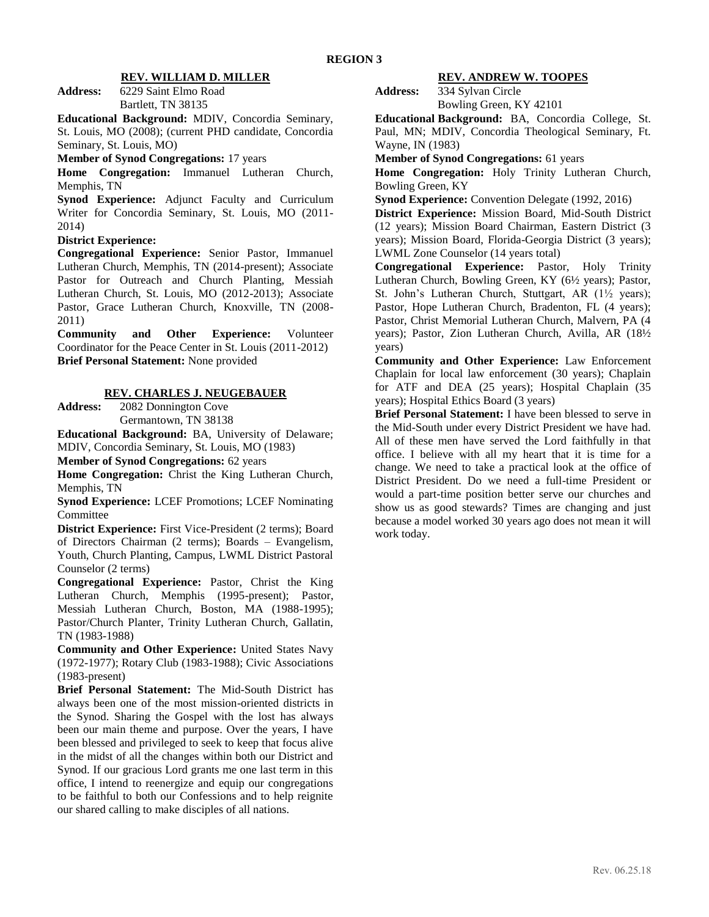## REGION 3

### REV. WILLIAM D. MILLER

**Address:** 6229 Saint Elmo Road
Bartlett, TN 38135

**Educational Background:** MDIV, Concordia Seminary, St. Louis, MO (2008); (current PHD candidate, Concordia Seminary, St. Louis, MO)

**Member of Synod Congregations:** 17 years

**Home Congregation:** Immanuel Lutheran Church, Memphis, TN

**Synod Experience:** Adjunct Faculty and Curriculum Writer for Concordia Seminary, St. Louis, MO (2011-2014)

**District Experience:**

**Congregational Experience:** Senior Pastor, Immanuel Lutheran Church, Memphis, TN (2014-present); Associate Pastor for Outreach and Church Planting, Messiah Lutheran Church, St. Louis, MO (2012-2013); Associate Pastor, Grace Lutheran Church, Knoxville, TN (2008-2011)

**Community and Other Experience:** Volunteer Coordinator for the Peace Center in St. Louis (2011-2012)

**Brief Personal Statement:** None provided

### REV. CHARLES J. NEUGEBAUER

**Address:** 2082 Donnington Cove
Germantown, TN 38138

**Educational Background:** BA, University of Delaware; MDIV, Concordia Seminary, St. Louis, MO (1983)

**Member of Synod Congregations:** 62 years

**Home Congregation:** Christ the King Lutheran Church, Memphis, TN

**Synod Experience:** LCEF Promotions; LCEF Nominating Committee

**District Experience:** First Vice-President (2 terms); Board of Directors Chairman (2 terms); Boards – Evangelism, Youth, Church Planting, Campus, LWML District Pastoral Counselor (2 terms)

**Congregational Experience:** Pastor, Christ the King Lutheran Church, Memphis (1995-present); Pastor, Messiah Lutheran Church, Boston, MA (1988-1995); Pastor/Church Planter, Trinity Lutheran Church, Gallatin, TN (1983-1988)

**Community and Other Experience:** United States Navy (1972-1977); Rotary Club (1983-1988); Civic Associations (1983-present)

**Brief Personal Statement:** The Mid-South District has always been one of the most mission-oriented districts in the Synod. Sharing the Gospel with the lost has always been our main theme and purpose. Over the years, I have been blessed and privileged to seek to keep that focus alive in the midst of all the changes within both our District and Synod. If our gracious Lord grants me one last term in this office, I intend to reenergize and equip our congregations to be faithful to both our Confessions and to help reignite our shared calling to make disciples of all nations.

### REV. ANDREW W. TOOPES

**Address:** 334 Sylvan Circle
Bowling Green, KY 42101

**Educational Background:** BA, Concordia College, St. Paul, MN; MDIV, Concordia Theological Seminary, Ft. Wayne, IN (1983)

**Member of Synod Congregations:** 61 years

**Home Congregation:** Holy Trinity Lutheran Church, Bowling Green, KY

**Synod Experience:** Convention Delegate (1992, 2016)

**District Experience:** Mission Board, Mid-South District (12 years); Mission Board Chairman, Eastern District (3 years); Mission Board, Florida-Georgia District (3 years); LWML Zone Counselor (14 years total)

**Congregational Experience:** Pastor, Holy Trinity Lutheran Church, Bowling Green, KY (6½ years); Pastor, St. John's Lutheran Church, Stuttgart, AR (1½ years); Pastor, Hope Lutheran Church, Bradenton, FL (4 years); Pastor, Christ Memorial Lutheran Church, Malvern, PA (4 years); Pastor, Zion Lutheran Church, Avilla, AR (18½ years)

**Community and Other Experience:** Law Enforcement Chaplain for local law enforcement (30 years); Chaplain for ATF and DEA (25 years); Hospital Chaplain (35 years); Hospital Ethics Board (3 years)

**Brief Personal Statement:** I have been blessed to serve in the Mid-South under every District President we have had. All of these men have served the Lord faithfully in that office. I believe with all my heart that it is time for a change. We need to take a practical look at the office of District President. Do we need a full-time President or would a part-time position better serve our churches and show us as good stewards? Times are changing and just because a model worked 30 years ago does not mean it will work today.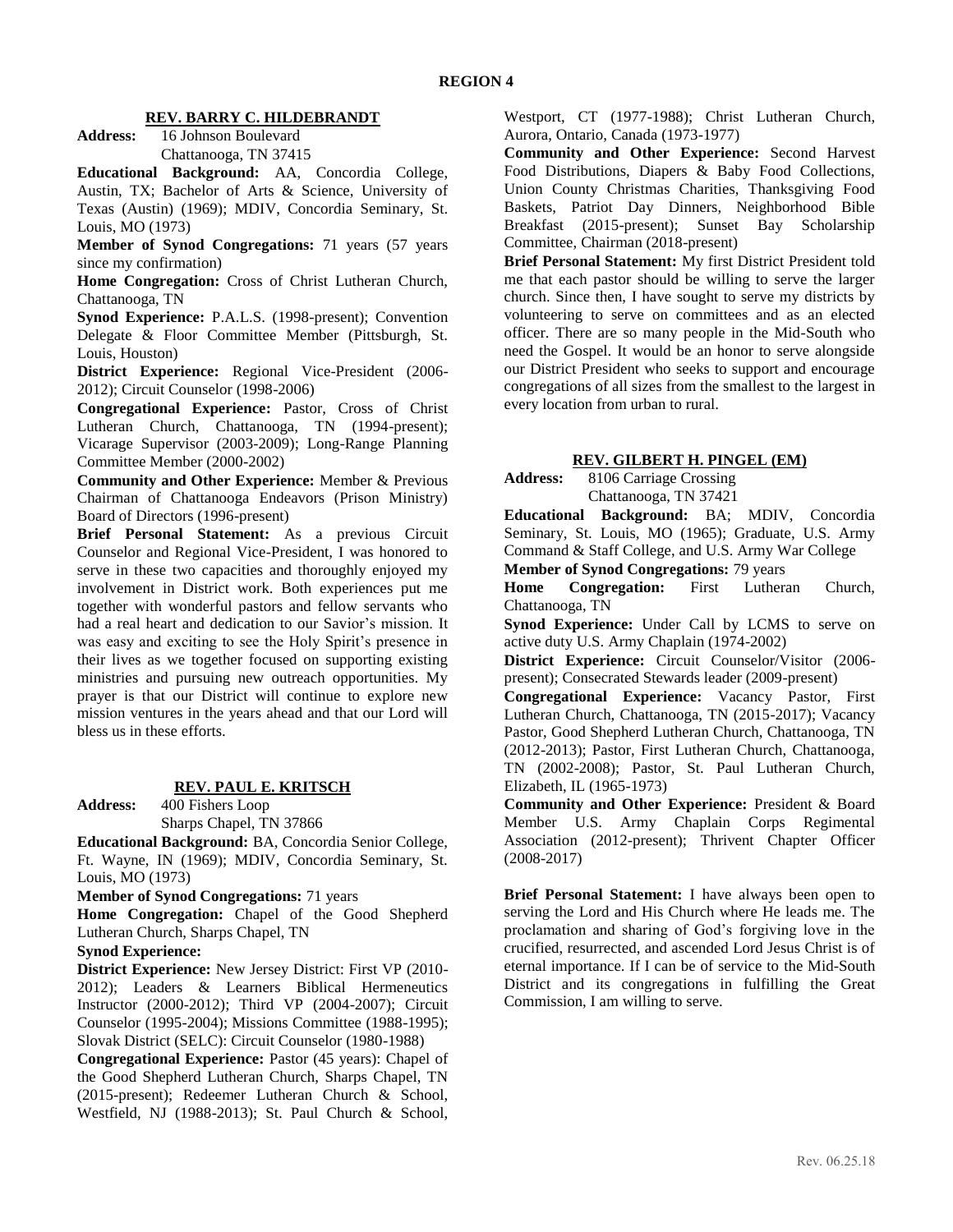## REGION 4

### REV. BARRY C. HILDEBRANDT

**Address:** 16 Johnson Boulevard
Chattanooga, TN 37415

**Educational Background:** AA, Concordia College, Austin, TX; Bachelor of Arts & Science, University of Texas (Austin) (1969); MDIV, Concordia Seminary, St. Louis, MO (1973)

**Member of Synod Congregations:** 71 years (57 years since my confirmation)

**Home Congregation:** Cross of Christ Lutheran Church, Chattanooga, TN

**Synod Experience:** P.A.L.S. (1998-present); Convention Delegate & Floor Committee Member (Pittsburgh, St. Louis, Houston)

**District Experience:** Regional Vice-President (2006-2012); Circuit Counselor (1998-2006)

**Congregational Experience:** Pastor, Cross of Christ Lutheran Church, Chattanooga, TN (1994-present); Vicarage Supervisor (2003-2009); Long-Range Planning Committee Member (2000-2002)

**Community and Other Experience:** Member & Previous Chairman of Chattanooga Endeavors (Prison Ministry) Board of Directors (1996-present)

**Brief Personal Statement:** As a previous Circuit Counselor and Regional Vice-President, I was honored to serve in these two capacities and thoroughly enjoyed my involvement in District work. Both experiences put me together with wonderful pastors and fellow servants who had a real heart and dedication to our Savior's mission. It was easy and exciting to see the Holy Spirit's presence in their lives as we together focused on supporting existing ministries and pursuing new outreach opportunities. My prayer is that our District will continue to explore new mission ventures in the years ahead and that our Lord will bless us in these efforts.

### REV. PAUL E. KRITSCH

**Address:** 400 Fishers Loop
Sharps Chapel, TN 37866

**Educational Background:** BA, Concordia Senior College, Ft. Wayne, IN (1969); MDIV, Concordia Seminary, St. Louis, MO (1973)

**Member of Synod Congregations:** 71 years

**Home Congregation:** Chapel of the Good Shepherd Lutheran Church, Sharps Chapel, TN

**Synod Experience:**

**District Experience:** New Jersey District: First VP (2010-2012); Leaders & Learners Biblical Hermeneutics Instructor (2000-2012); Third VP (2004-2007); Circuit Counselor (1995-2004); Missions Committee (1988-1995); Slovak District (SELC): Circuit Counselor (1980-1988)

**Congregational Experience:** Pastor (45 years): Chapel of the Good Shepherd Lutheran Church, Sharps Chapel, TN (2015-present); Redeemer Lutheran Church & School, Westfield, NJ (1988-2013); St. Paul Church & School, Westport, CT (1977-1988); Christ Lutheran Church, Aurora, Ontario, Canada (1973-1977)

**Community and Other Experience:** Second Harvest Food Distributions, Diapers & Baby Food Collections, Union County Christmas Charities, Thanksgiving Food Baskets, Patriot Day Dinners, Neighborhood Bible Breakfast (2015-present); Sunset Bay Scholarship Committee, Chairman (2018-present)

**Brief Personal Statement:** My first District President told me that each pastor should be willing to serve the larger church. Since then, I have sought to serve my districts by volunteering to serve on committees and as an elected officer. There are so many people in the Mid-South who need the Gospel. It would be an honor to serve alongside our District President who seeks to support and encourage congregations of all sizes from the smallest to the largest in every location from urban to rural.

### REV. GILBERT H. PINGEL (EM)

**Address:** 8106 Carriage Crossing
Chattanooga, TN 37421

**Educational Background:** BA; MDIV, Concordia Seminary, St. Louis, MO (1965); Graduate, U.S. Army Command & Staff College, and U.S. Army War College

**Member of Synod Congregations:** 79 years

**Home Congregation:** First Lutheran Church, Chattanooga, TN

**Synod Experience:** Under Call by LCMS to serve on active duty U.S. Army Chaplain (1974-2002)

**District Experience:** Circuit Counselor/Visitor (2006-present); Consecrated Stewards leader (2009-present)

**Congregational Experience:** Vacancy Pastor, First Lutheran Church, Chattanooga, TN (2015-2017); Vacancy Pastor, Good Shepherd Lutheran Church, Chattanooga, TN (2012-2013); Pastor, First Lutheran Church, Chattanooga, TN (2002-2008); Pastor, St. Paul Lutheran Church, Elizabeth, IL (1965-1973)

**Community and Other Experience:** President & Board Member U.S. Army Chaplain Corps Regimental Association (2012-present); Thrivent Chapter Officer (2008-2017)

**Brief Personal Statement:** I have always been open to serving the Lord and His Church where He leads me. The proclamation and sharing of God's forgiving love in the crucified, resurrected, and ascended Lord Jesus Christ is of eternal importance. If I can be of service to the Mid-South District and its congregations in fulfilling the Great Commission, I am willing to serve.

Rev. 06.25.18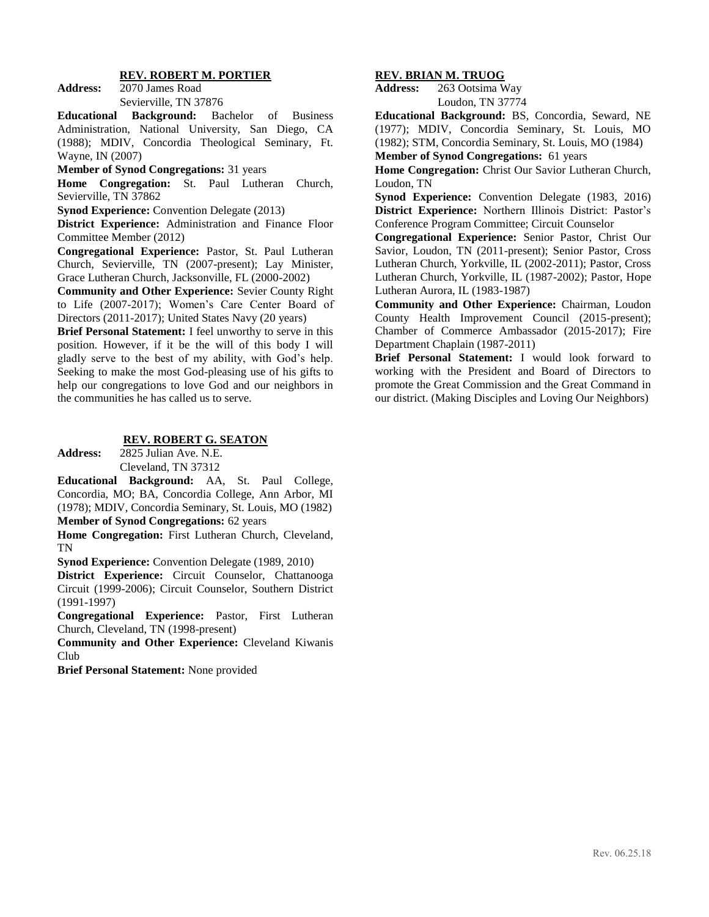### REV. ROBERT M. PORTIER

**Address:** 2070 James Road
Sevierville, TN 37876

**Educational Background:** Bachelor of Business Administration, National University, San Diego, CA (1988); MDIV, Concordia Theological Seminary, Ft. Wayne, IN (2007)

**Member of Synod Congregations:** 31 years

**Home Congregation:** St. Paul Lutheran Church, Sevierville, TN 37862

**Synod Experience:** Convention Delegate (2013)

**District Experience:** Administration and Finance Floor Committee Member (2012)

**Congregational Experience:** Pastor, St. Paul Lutheran Church, Sevierville, TN (2007-present); Lay Minister, Grace Lutheran Church, Jacksonville, FL (2000-2002)

**Community and Other Experience:** Sevier County Right to Life (2007-2017); Women's Care Center Board of Directors (2011-2017); United States Navy (20 years)

**Brief Personal Statement:** I feel unworthy to serve in this position. However, if it be the will of this body I will gladly serve to the best of my ability, with God's help. Seeking to make the most God-pleasing use of his gifts to help our congregations to love God and our neighbors in the communities he has called us to serve.

### REV. ROBERT G. SEATON

**Address:** 2825 Julian Ave. N.E.
Cleveland, TN 37312

**Educational Background:** AA, St. Paul College, Concordia, MO; BA, Concordia College, Ann Arbor, MI (1978); MDIV, Concordia Seminary, St. Louis, MO (1982)

**Member of Synod Congregations:** 62 years

**Home Congregation:** First Lutheran Church, Cleveland, TN

**Synod Experience:** Convention Delegate (1989, 2010)

**District Experience:** Circuit Counselor, Chattanooga Circuit (1999-2006); Circuit Counselor, Southern District (1991-1997)

**Congregational Experience:** Pastor, First Lutheran Church, Cleveland, TN (1998-present)

**Community and Other Experience:** Cleveland Kiwanis Club

**Brief Personal Statement:** None provided

### REV. BRIAN M. TRUOG

**Address:** 263 Ootsima Way
Loudon, TN 37774

**Educational Background:** BS, Concordia, Seward, NE (1977); MDIV, Concordia Seminary, St. Louis, MO (1982); STM, Concordia Seminary, St. Louis, MO (1984)

**Member of Synod Congregations:** 61 years

**Home Congregation:** Christ Our Savior Lutheran Church, Loudon, TN

**Synod Experience:** Convention Delegate (1983, 2016)

**District Experience:** Northern Illinois District: Pastor's Conference Program Committee; Circuit Counselor

**Congregational Experience:** Senior Pastor, Christ Our Savior, Loudon, TN (2011-present); Senior Pastor, Cross Lutheran Church, Yorkville, IL (2002-2011); Pastor, Cross Lutheran Church, Yorkville, IL (1987-2002); Pastor, Hope Lutheran Aurora, IL (1983-1987)

**Community and Other Experience:** Chairman, Loudon County Health Improvement Council (2015-present); Chamber of Commerce Ambassador (2015-2017); Fire Department Chaplain (1987-2011)

**Brief Personal Statement:** I would look forward to working with the President and Board of Directors to promote the Great Commission and the Great Command in our district. (Making Disciples and Loving Our Neighbors)

Rev. 06.25.18